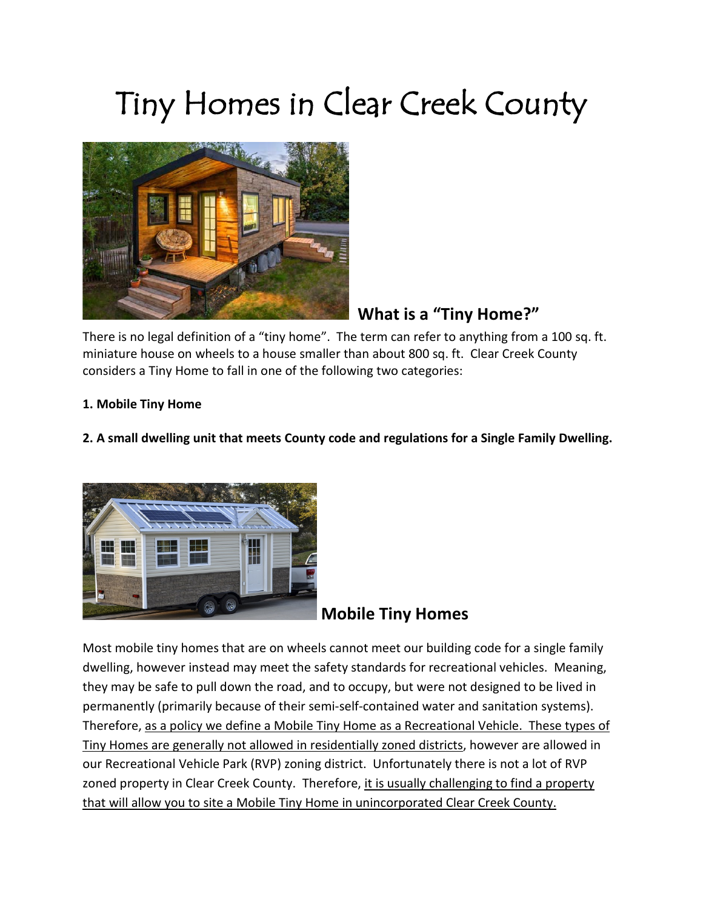# Tiny Homes in Clear Creek County

## What is a "Tiny Home?"

There is no legal definition of a "tiny home". The term can refer to anything from a 100 sq. ft. miniature house on wheels to a house smaller than about 800 sq. ft. Clear Creek County considers a Tiny Home to fall in one of the following two categories:

**1. Mobile Tiny Home**

**2. A small dwelling unit that meets County code and regulations for a Single Family Dwelling.**

## Mobile Tiny Homes

Most mobile tiny homes that are on wheels cannot meet our building code for a single family dwelling, however instead may meet the safety standards for recreational vehicles. Meaning, they may be safe to pull down the road, and to occupy, but were not designed to be lived in permanently (primarily because of their semi-self-contained water and sanitation systems). Therefore, <u>as a policy we define a Mobile Tiny Home as a Recreational Vehicle. These types of Tiny Homes are generally not allowed in residentially zoned districts</u>, however are allowed in our Recreational Vehicle Park (RVP) zoning district. Unfortunately there is not a lot of RVP zoned property in Clear Creek County. Therefore, <u>it is usually challenging to find a property that will allow you to site a Mobile Tiny Home in unincorporated Clear Creek County.</u>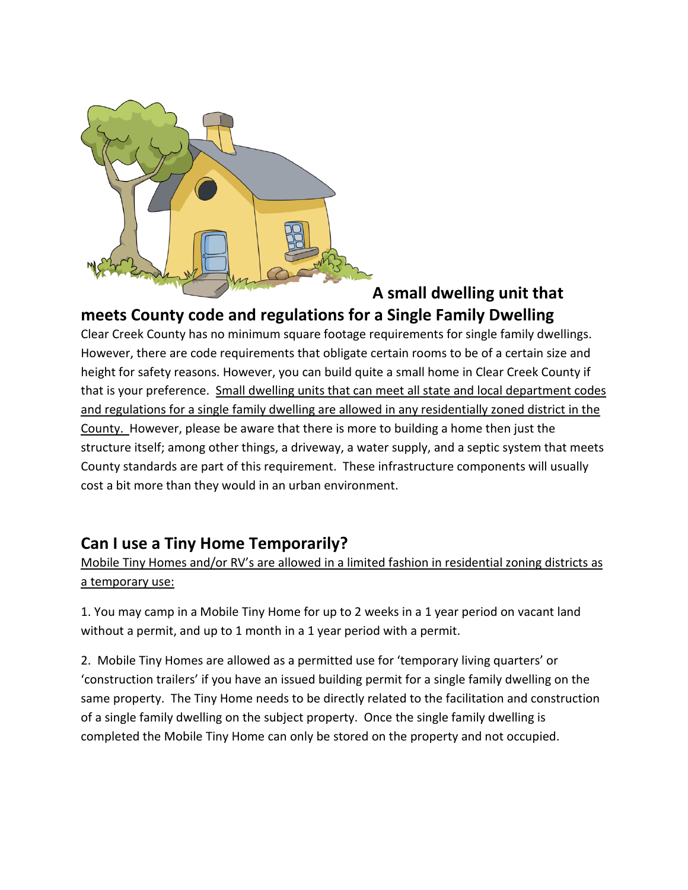## A small dwelling unit that meets County code and regulations for a Single Family Dwelling

Clear Creek County has no minimum square footage requirements for single family dwellings. However, there are code requirements that obligate certain rooms to be of a certain size and height for safety reasons. However, you can build quite a small home in Clear Creek County if that is your preference. Small dwelling units that can meet all state and local department codes and regulations for a single family dwelling are allowed in any residentially zoned district in the County. However, please be aware that there is more to building a home then just the structure itself; among other things, a driveway, a water supply, and a septic system that meets County standards are part of this requirement. These infrastructure components will usually cost a bit more than they would in an urban environment.

## Can I use a Tiny Home Temporarily?

Mobile Tiny Homes and/or RV's are allowed in a limited fashion in residential zoning districts as a temporary use:

1. You may camp in a Mobile Tiny Home for up to 2 weeks in a 1 year period on vacant land without a permit, and up to 1 month in a 1 year period with a permit.

2. Mobile Tiny Homes are allowed as a permitted use for 'temporary living quarters' or 'construction trailers' if you have an issued building permit for a single family dwelling on the same property. The Tiny Home needs to be directly related to the facilitation and construction of a single family dwelling on the subject property. Once the single family dwelling is completed the Mobile Tiny Home can only be stored on the property and not occupied.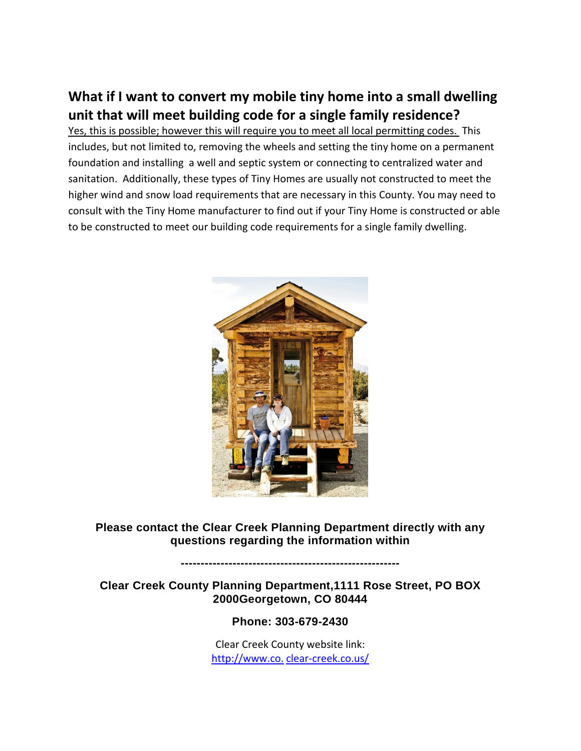## What if I want to convert my mobile tiny home into a small dwelling unit that will meet building code for a single family residence?

Yes, this is possible; however this will require you to meet all local permitting codes. This includes, but not limited to, removing the wheels and setting the tiny home on a permanent foundation and installing a well and septic system or connecting to centralized water and sanitation. Additionally, these types of Tiny Homes are usually not constructed to meet the higher wind and snow load requirements that are necessary in this County. You may need to consult with the Tiny Home manufacturer to find out if your Tiny Home is constructed or able to be constructed to meet our building code requirements for a single family dwelling.

**Please contact the Clear Creek Planning Department directly with any questions regarding the information within**

**------------------------------------------------------**

**Clear Creek County Planning Department,1111 Rose Street, PO BOX 2000Georgetown, CO 80444**

**Phone: 303-679-2430**

Clear Creek County website link:
http://www.co. clear-creek.co.us/